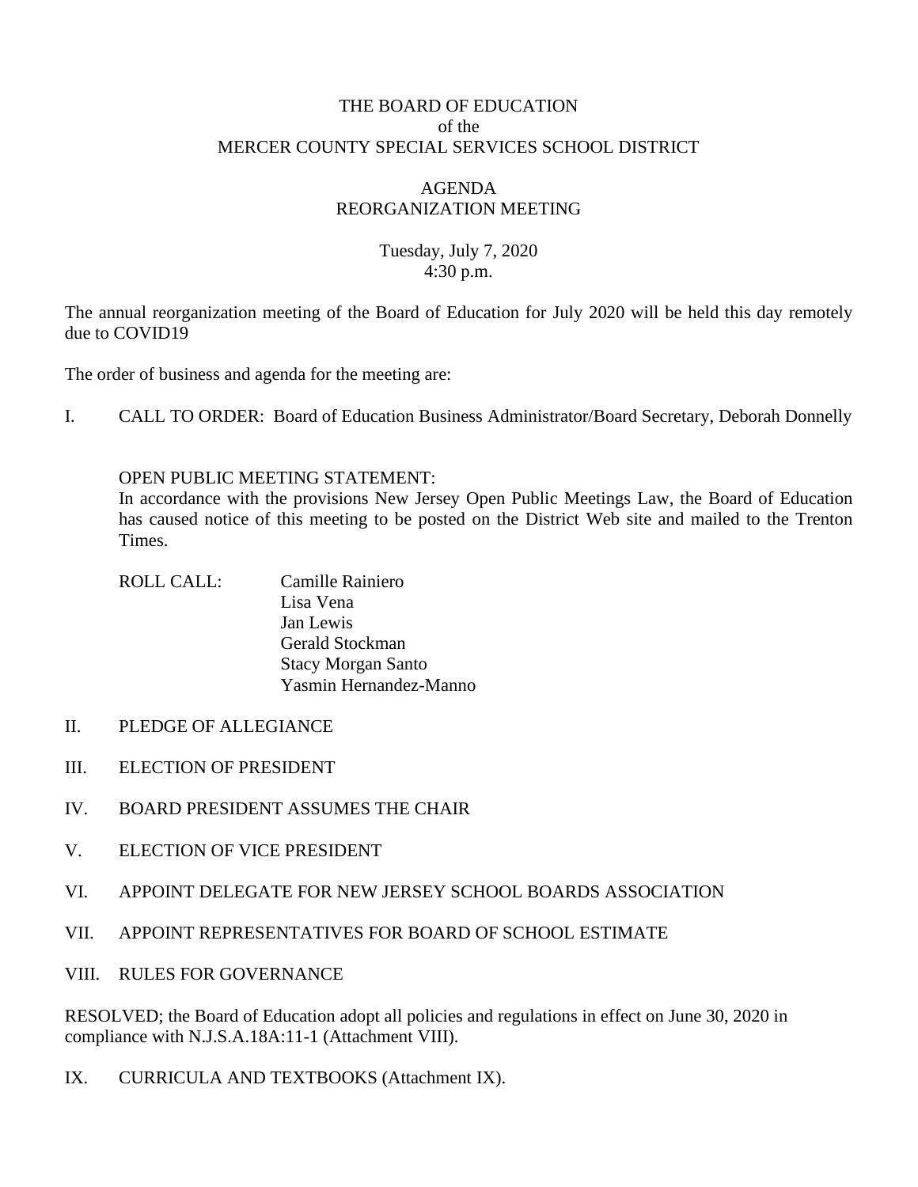# THE BOARD OF EDUCATION
## of the
## MERCER COUNTY SPECIAL SERVICES SCHOOL DISTRICT

### AGENDA
### REORGANIZATION MEETING

Tuesday, July 7, 2020
4:30 p.m.

The annual reorganization meeting of the Board of Education for July 2020 will be held this day remotely due to COVID19

The order of business and agenda for the meeting are:

I. CALL TO ORDER: Board of Education Business Administrator/Board Secretary, Deborah Donnelly

OPEN PUBLIC MEETING STATEMENT:
In accordance with the provisions New Jersey Open Public Meetings Law, the Board of Education has caused notice of this meeting to be posted on the District Web site and mailed to the Trenton Times.

ROLL CALL:
- Camille Rainiero
- Lisa Vena
- Jan Lewis
- Gerald Stockman
- Stacy Morgan Santo
- Yasmin Hernandez-Manno

II. PLEDGE OF ALLEGIANCE

III. ELECTION OF PRESIDENT

IV. BOARD PRESIDENT ASSUMES THE CHAIR

V. ELECTION OF VICE PRESIDENT

VI. APPOINT DELEGATE FOR NEW JERSEY SCHOOL BOARDS ASSOCIATION

VII. APPOINT REPRESENTATIVES FOR BOARD OF SCHOOL ESTIMATE

VIII. RULES FOR GOVERNANCE

RESOLVED; the Board of Education adopt all policies and regulations in effect on June 30, 2020 in compliance with N.J.S.A.18A:11-1 (Attachment VIII).

IX. CURRICULA AND TEXTBOOKS (Attachment IX).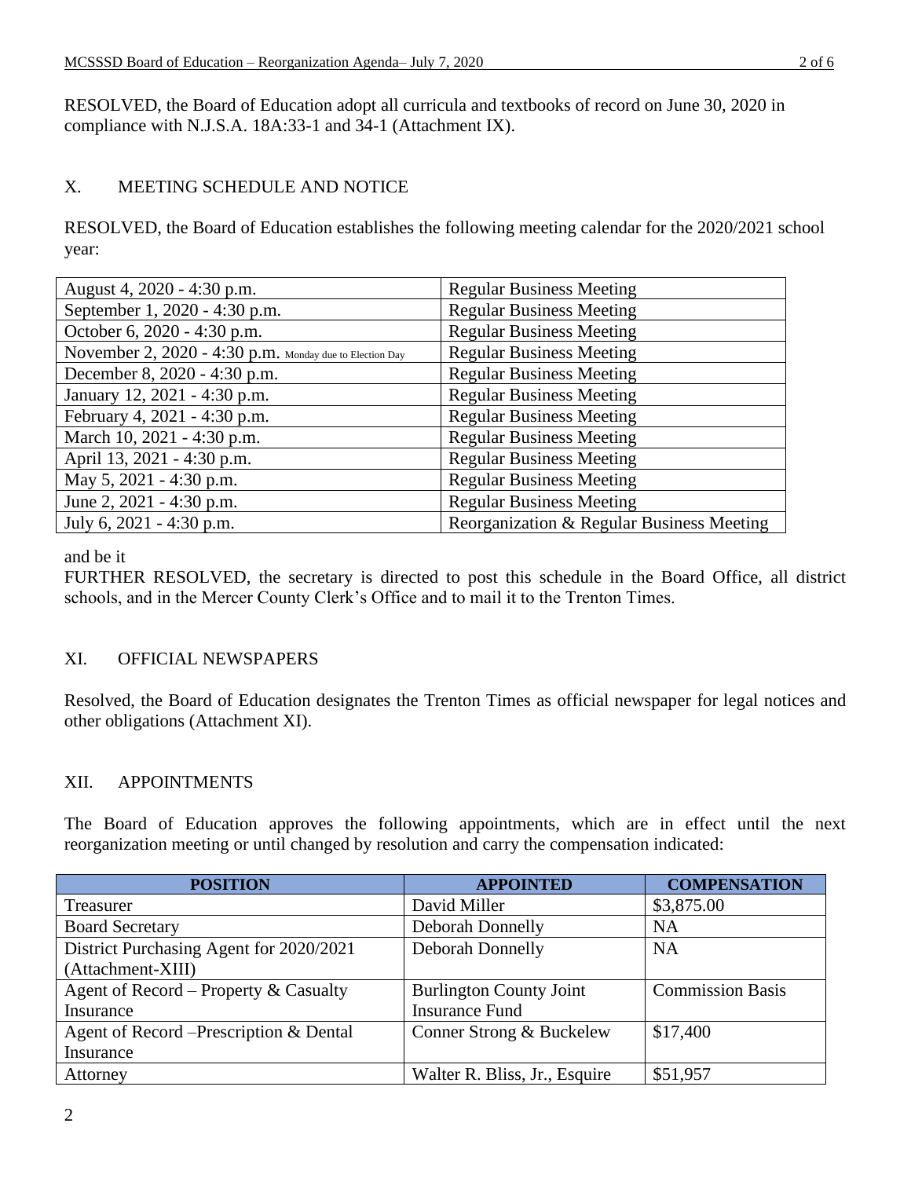RESOLVED, the Board of Education adopt all curricula and textbooks of record on June 30, 2020 in compliance with N.J.S.A. 18A:33-1 and 34-1 (Attachment IX).

## X. MEETING SCHEDULE AND NOTICE

RESOLVED, the Board of Education establishes the following meeting calendar for the 2020/2021 school year:

| | |
|---|---|
| August 4, 2020 - 4:30 p.m. | Regular Business Meeting |
| September 1, 2020 - 4:30 p.m. | Regular Business Meeting |
| October 6, 2020 - 4:30 p.m. | Regular Business Meeting |
| November 2, 2020 - 4:30 p.m. Monday due to Election Day | Regular Business Meeting |
| December 8, 2020 - 4:30 p.m. | Regular Business Meeting |
| January 12, 2021 - 4:30 p.m. | Regular Business Meeting |
| February 4, 2021 - 4:30 p.m. | Regular Business Meeting |
| March 10, 2021 - 4:30 p.m. | Regular Business Meeting |
| April 13, 2021 - 4:30 p.m. | Regular Business Meeting |
| May 5, 2021 - 4:30 p.m. | Regular Business Meeting |
| June 2, 2021 - 4:30 p.m. | Regular Business Meeting |
| July 6, 2021 - 4:30 p.m. | Reorganization & Regular Business Meeting |

and be it

FURTHER RESOLVED, the secretary is directed to post this schedule in the Board Office, all district schools, and in the Mercer County Clerk's Office and to mail it to the Trenton Times.

## XI. OFFICIAL NEWSPAPERS

Resolved, the Board of Education designates the Trenton Times as official newspaper for legal notices and other obligations (Attachment XI).

## XII. APPOINTMENTS

The Board of Education approves the following appointments, which are in effect until the next reorganization meeting or until changed by resolution and carry the compensation indicated:

| POSITION | APPOINTED | COMPENSATION |
|---|---|---|
| Treasurer | David Miller | $3,875.00 |
| Board Secretary | Deborah Donnelly | NA |
| District Purchasing Agent for 2020/2021 (Attachment-XIII) | Deborah Donnelly | NA |
| Agent of Record – Property & Casualty Insurance | Burlington County Joint Insurance Fund | Commission Basis |
| Agent of Record –Prescription & Dental Insurance | Conner Strong & Buckelew | $17,400 |
| Attorney | Walter R. Bliss, Jr., Esquire | $51,957 |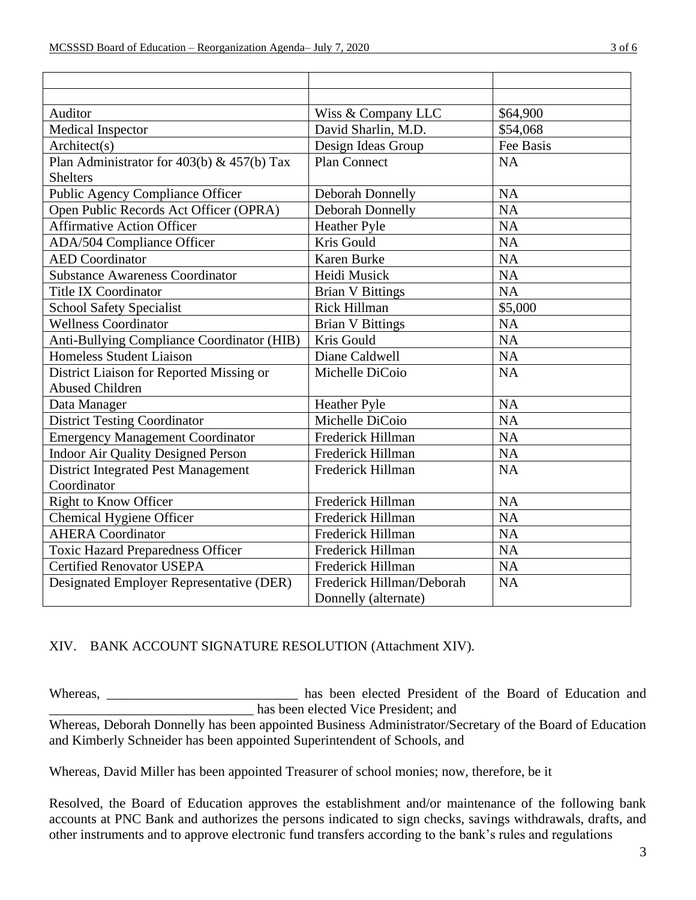| | | |
|---|---|---|
| | | |
| Auditor | Wiss & Company LLC | $64,900 |
| Medical Inspector | David Sharlin, M.D. | $54,068 |
| Architect(s) | Design Ideas Group | Fee Basis |
| Plan Administrator for 403(b) & 457(b) Tax Shelters | Plan Connect | NA |
| Public Agency Compliance Officer | Deborah Donnelly | NA |
| Open Public Records Act Officer (OPRA) | Deborah Donnelly | NA |
| Affirmative Action Officer | Heather Pyle | NA |
| ADA/504 Compliance Officer | Kris Gould | NA |
| AED Coordinator | Karen Burke | NA |
| Substance Awareness Coordinator | Heidi Musick | NA |
| Title IX Coordinator | Brian V Bittings | NA |
| School Safety Specialist | Rick Hillman | $5,000 |
| Wellness Coordinator | Brian V Bittings | NA |
| Anti-Bullying Compliance Coordinator (HIB) | Kris Gould | NA |
| Homeless Student Liaison | Diane Caldwell | NA |
| District Liaison for Reported Missing or Abused Children | Michelle DiCoio | NA |
| Data Manager | Heather Pyle | NA |
| District Testing Coordinator | Michelle DiCoio | NA |
| Emergency Management Coordinator | Frederick Hillman | NA |
| Indoor Air Quality Designed Person | Frederick Hillman | NA |
| District Integrated Pest Management Coordinator | Frederick Hillman | NA |
| Right to Know Officer | Frederick Hillman | NA |
| Chemical Hygiene Officer | Frederick Hillman | NA |
| AHERA Coordinator | Frederick Hillman | NA |
| Toxic Hazard Preparedness Officer | Frederick Hillman | NA |
| Certified Renovator USEPA | Frederick Hillman | NA |
| Designated Employer Representative (DER) | Frederick Hillman/Deborah Donnelly (alternate) | NA |

## XIV. BANK ACCOUNT SIGNATURE RESOLUTION (Attachment XIV).

Whereas, _____________________________ has been elected President of the Board of Education and ______________________________ has been elected Vice President; and

Whereas, Deborah Donnelly has been appointed Business Administrator/Secretary of the Board of Education and Kimberly Schneider has been appointed Superintendent of Schools, and

Whereas, David Miller has been appointed Treasurer of school monies; now, therefore, be it

Resolved, the Board of Education approves the establishment and/or maintenance of the following bank accounts at PNC Bank and authorizes the persons indicated to sign checks, savings withdrawals, drafts, and other instruments and to approve electronic fund transfers according to the bank's rules and regulations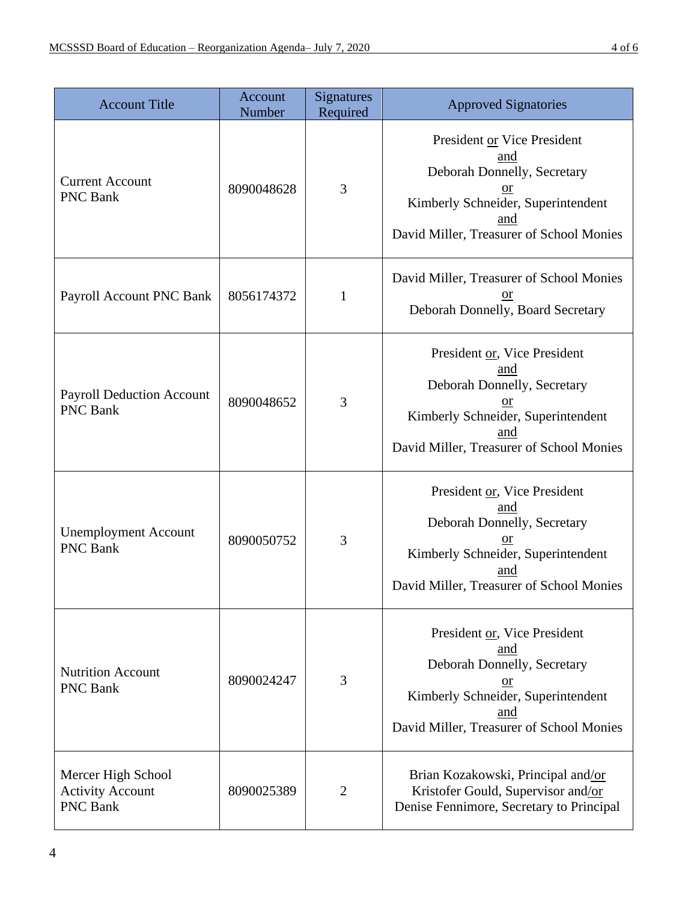| Account Title | Account Number | Signatures Required | Approved Signatories |
|---|---|---|---|
| Current Account PNC Bank | 8090048628 | 3 | President or Vice President and Deborah Donnelly, Secretary or Kimberly Schneider, Superintendent and David Miller, Treasurer of School Monies |
| Payroll Account PNC Bank | 8056174372 | 1 | David Miller, Treasurer of School Monies or Deborah Donnelly, Board Secretary |
| Payroll Deduction Account PNC Bank | 8090048652 | 3 | President or, Vice President and Deborah Donnelly, Secretary or Kimberly Schneider, Superintendent and David Miller, Treasurer of School Monies |
| Unemployment Account PNC Bank | 8090050752 | 3 | President or, Vice President and Deborah Donnelly, Secretary or Kimberly Schneider, Superintendent and David Miller, Treasurer of School Monies |
| Nutrition Account PNC Bank | 8090024247 | 3 | President or, Vice President and Deborah Donnelly, Secretary or Kimberly Schneider, Superintendent and David Miller, Treasurer of School Monies |
| Mercer High School Activity Account PNC Bank | 8090025389 | 2 | Brian Kozakowski, Principal and/or Kristofer Gould, Supervisor and/or Denise Fennimore, Secretary to Principal |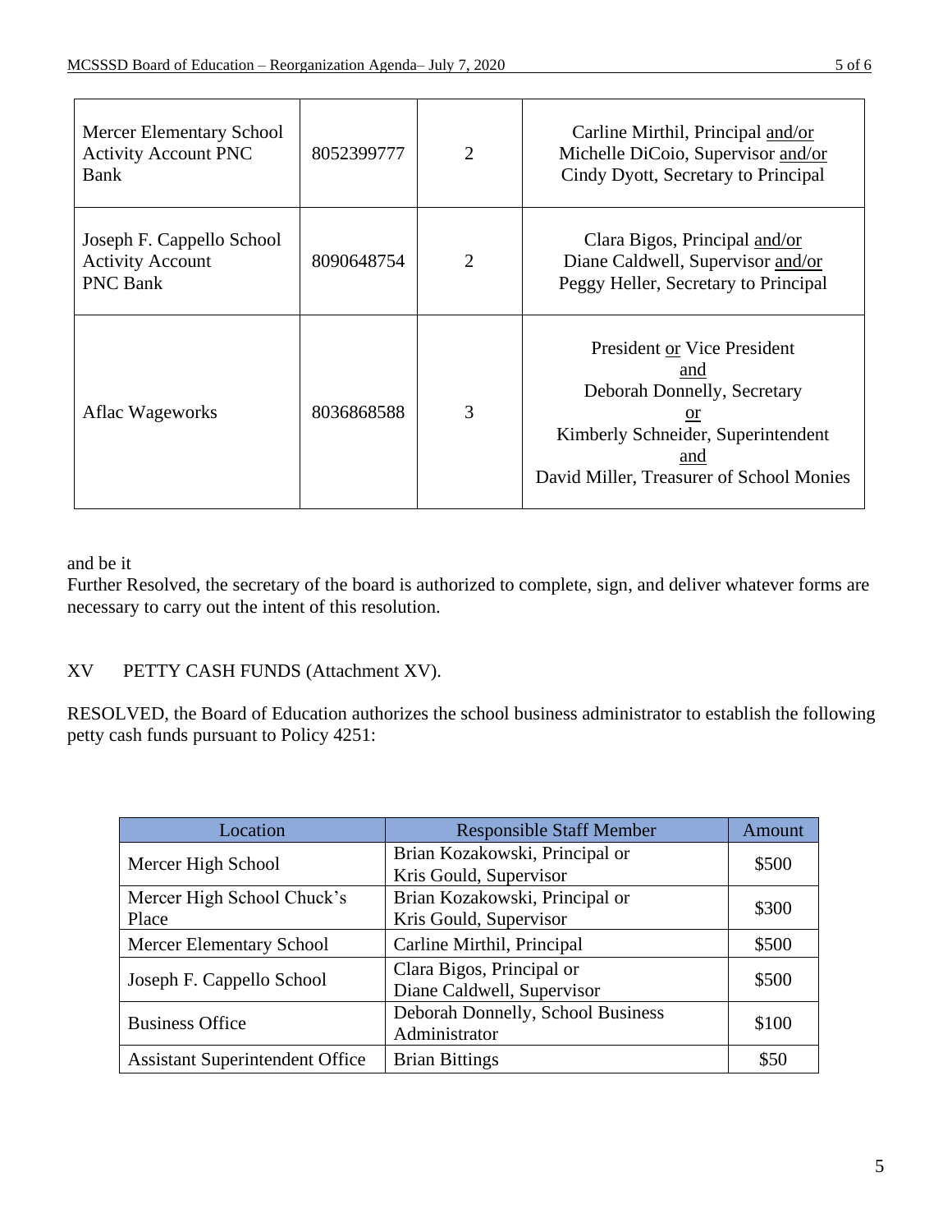| Mercer Elementary School Activity Account PNC Bank | 8052399777 | 2 | Carline Mirthil, Principal and/or Michelle DiCoio, Supervisor and/or Cindy Dyott, Secretary to Principal |
|---|---|---|---|
| Joseph F. Cappello School Activity Account PNC Bank | 8090648754 | 2 | Clara Bigos, Principal and/or Diane Caldwell, Supervisor and/or Peggy Heller, Secretary to Principal |
| Aflac Wageworks | 8036868588 | 3 | President or Vice President and Deborah Donnelly, Secretary or Kimberly Schneider, Superintendent and David Miller, Treasurer of School Monies |

and be it
Further Resolved, the secretary of the board is authorized to complete, sign, and deliver whatever forms are necessary to carry out the intent of this resolution.

## XV PETTY CASH FUNDS (Attachment XV).

RESOLVED, the Board of Education authorizes the school business administrator to establish the following petty cash funds pursuant to Policy 4251:

| Location | Responsible Staff Member | Amount |
|---|---|---|
| Mercer High School | Brian Kozakowski, Principal or Kris Gould, Supervisor | $500 |
| Mercer High School Chuck's Place | Brian Kozakowski, Principal or Kris Gould, Supervisor | $300 |
| Mercer Elementary School | Carline Mirthil, Principal | $500 |
| Joseph F. Cappello School | Clara Bigos, Principal or Diane Caldwell, Supervisor | $500 |
| Business Office | Deborah Donnelly, School Business Administrator | $100 |
| Assistant Superintendent Office | Brian Bittings | $50 |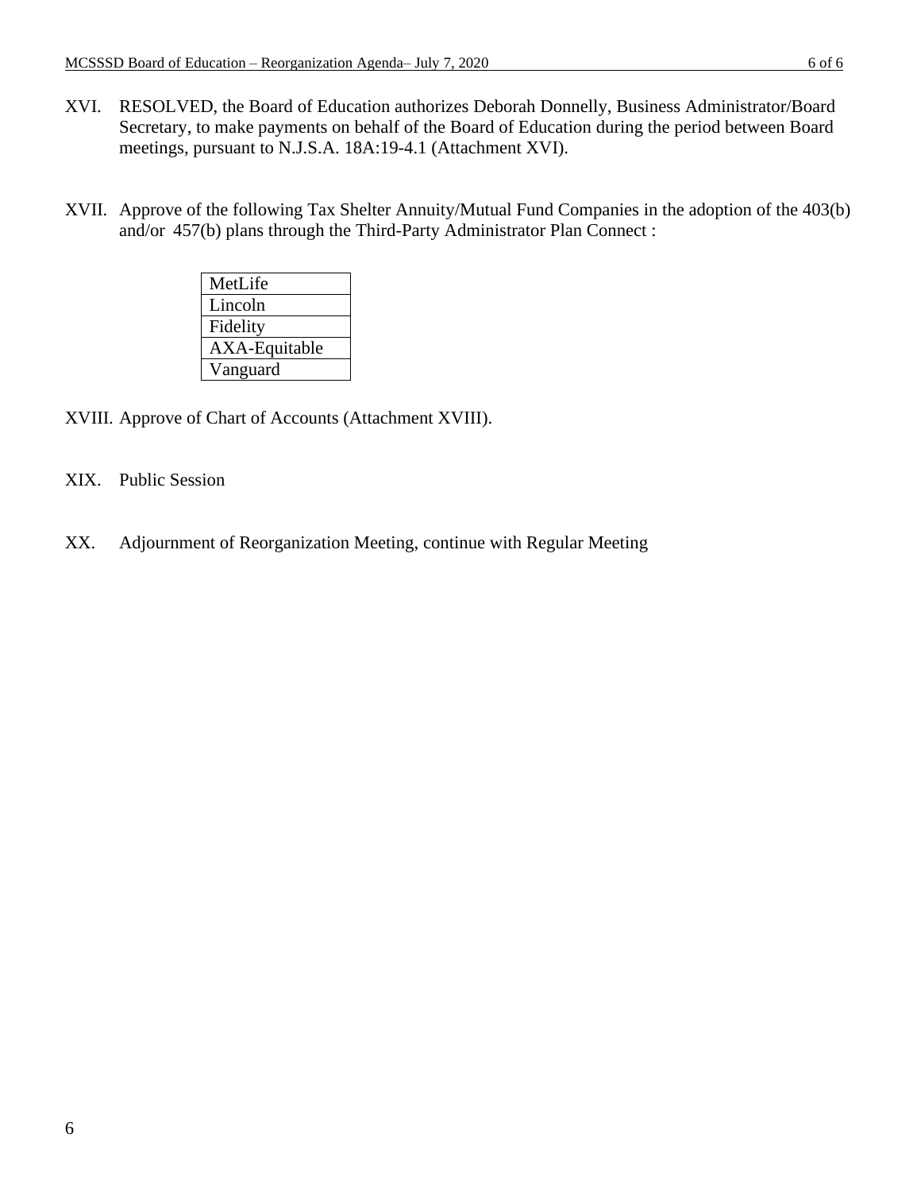XVI. RESOLVED, the Board of Education authorizes Deborah Donnelly, Business Administrator/Board Secretary, to make payments on behalf of the Board of Education during the period between Board meetings, pursuant to N.J.S.A. 18A:19-4.1 (Attachment XVI).

XVII. Approve of the following Tax Shelter Annuity/Mutual Fund Companies in the adoption of the 403(b) and/or 457(b) plans through the Third-Party Administrator Plan Connect :

| |
|---|
| MetLife |
| Lincoln |
| Fidelity |
| AXA-Equitable |
| Vanguard |

XVIII. Approve of Chart of Accounts (Attachment XVIII).

XIX. Public Session

XX. Adjournment of Reorganization Meeting, continue with Regular Meeting